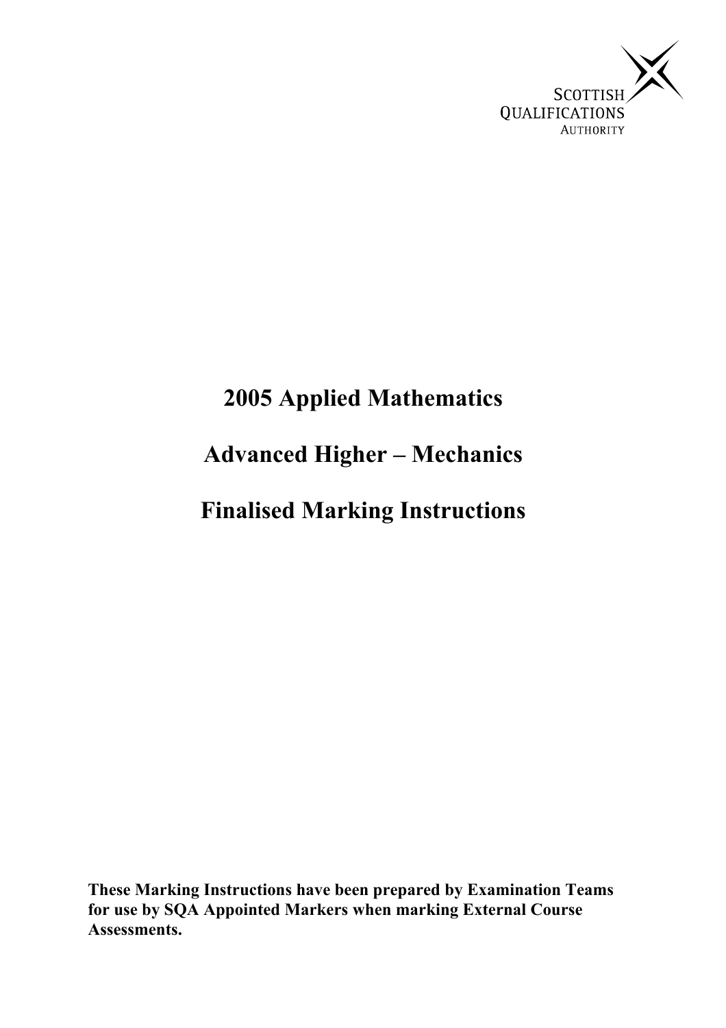SCOTTISH QUALIFICATIONS AUTHORITY

# 2005 Applied Mathematics

# Advanced Higher – Mechanics

# Finalised Marking Instructions

**These Marking Instructions have been prepared by Examination Teams for use by SQA Appointed Markers when marking External Course Assessments.**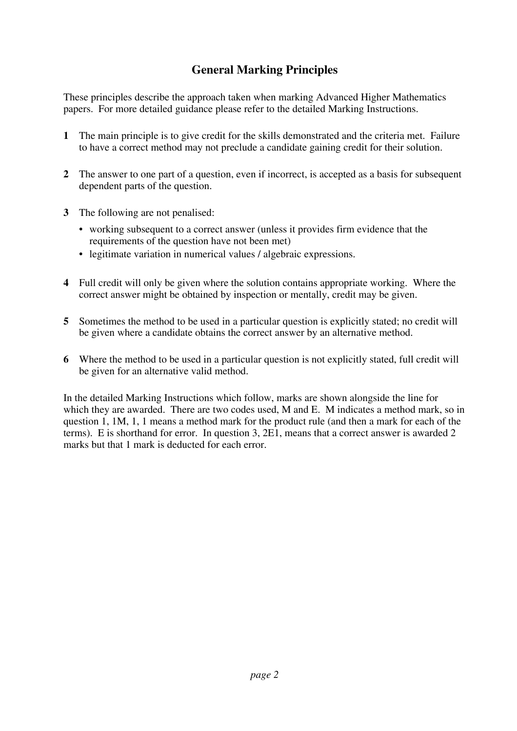## General Marking Principles

These principles describe the approach taken when marking Advanced Higher Mathematics papers. For more detailed guidance please refer to the detailed Marking Instructions.

1. The main principle is to give credit for the skills demonstrated and the criteria met. Failure to have a correct method may not preclude a candidate gaining credit for their solution.

2. The answer to one part of a question, even if incorrect, is accepted as a basis for subsequent dependent parts of the question.

3. The following are not penalised:
   - working subsequent to a correct answer (unless it provides firm evidence that the requirements of the question have not been met)
   - legitimate variation in numerical values / algebraic expressions.

4. Full credit will only be given where the solution contains appropriate working. Where the correct answer might be obtained by inspection or mentally, credit may be given.

5. Sometimes the method to be used in a particular question is explicitly stated; no credit will be given where a candidate obtains the correct answer by an alternative method.

6. Where the method to be used in a particular question is not explicitly stated, full credit will be given for an alternative valid method.

In the detailed Marking Instructions which follow, marks are shown alongside the line for which they are awarded. There are two codes used, M and E. M indicates a method mark, so in question 1, 1M, 1, 1 means a method mark for the product rule (and then a mark for each of the terms). E is shorthand for error. In question 3, 2E1, means that a correct answer is awarded 2 marks but that 1 mark is deducted for each error.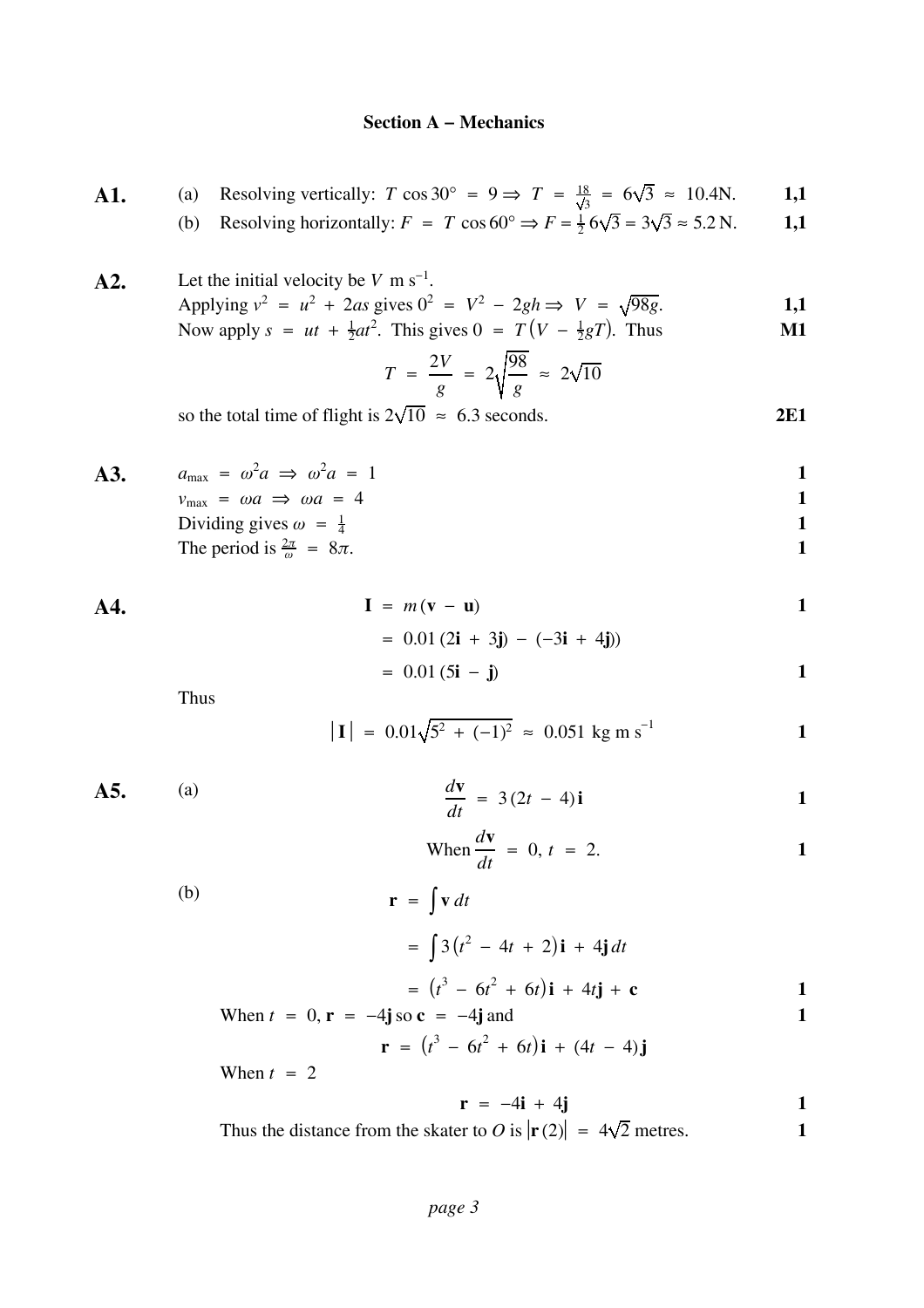## Section A – Mechanics

**A1.** (a) Resolving vertically: $T \cos 30° = 9 \Rightarrow T = \frac{18}{\sqrt{3}} = 6\sqrt{3} \approx 10.4$N. **1,1**

(b) Resolving horizontally: $F = T \cos 60° \Rightarrow F = \frac{1}{2} 6\sqrt{3} = 3\sqrt{3} \approx 5.2$ N. **1,1**

**A2.** Let the initial velocity be $V$ m s$^{-1}$.

Applying $v^2 = u^2 + 2as$ gives $0^2 = V^2 - 2gh \Rightarrow V = \sqrt{98g}$. **1,1**

Now apply $s = ut + \frac{1}{2}at^2$. This gives $0 = T\left(V - \frac{1}{2}gT\right)$. Thus **M1**

$$T = \frac{2V}{g} = 2\sqrt{\frac{98}{g}} \approx 2\sqrt{10}$$

so the total time of flight is $2\sqrt{10} \approx 6.3$ seconds. **2E1**

**A3.** $a_{\max} = \omega^2 a \Rightarrow \omega^2 a = 1$ **1**

$v_{\max} = \omega a \Rightarrow \omega a = 4$ **1**

Dividing gives $\omega = \frac{1}{4}$ **1**

The period is $\frac{2\pi}{\omega} = 8\pi$. **1**

**A4.**

$$\mathbf{I} = m(\mathbf{v} - \mathbf{u})$$ **1**

$$= 0.01(2\mathbf{i} + 3\mathbf{j}) - (-3\mathbf{i} + 4\mathbf{j}))$$

$$= 0.01(5\mathbf{i} - \mathbf{j})$$ **1**

Thus

$$|\mathbf{I}| = 0.01\sqrt{5^2 + (-1)^2} \approx 0.051 \text{ kg m s}^{-1}$$ **1**

**A5.** (a)

$$\frac{d\mathbf{v}}{dt} = 3(2t - 4)\mathbf{i}$$ **1**

$$\text{When } \frac{d\mathbf{v}}{dt} = 0,\ t = 2.$$ **1**

(b)

$$\mathbf{r} = \int \mathbf{v}\, dt$$

$$= \int 3\left(t^2 - 4t + 2\right)\mathbf{i} + 4\mathbf{j}\, dt$$

$$= \left(t^3 - 6t^2 + 6t\right)\mathbf{i} + 4t\mathbf{j} + \mathbf{c}$$ **1**

When $t = 0$, $\mathbf{r} = -4\mathbf{j}$ so $\mathbf{c} = -4\mathbf{j}$ and **1**

$$\mathbf{r} = \left(t^3 - 6t^2 + 6t\right)\mathbf{i} + (4t - 4)\mathbf{j}$$

When $t = 2$

$$\mathbf{r} = -4\mathbf{i} + 4\mathbf{j}$$ **1**

Thus the distance from the skater to $O$ is $|\mathbf{r}(2)| = 4\sqrt{2}$ metres. **1**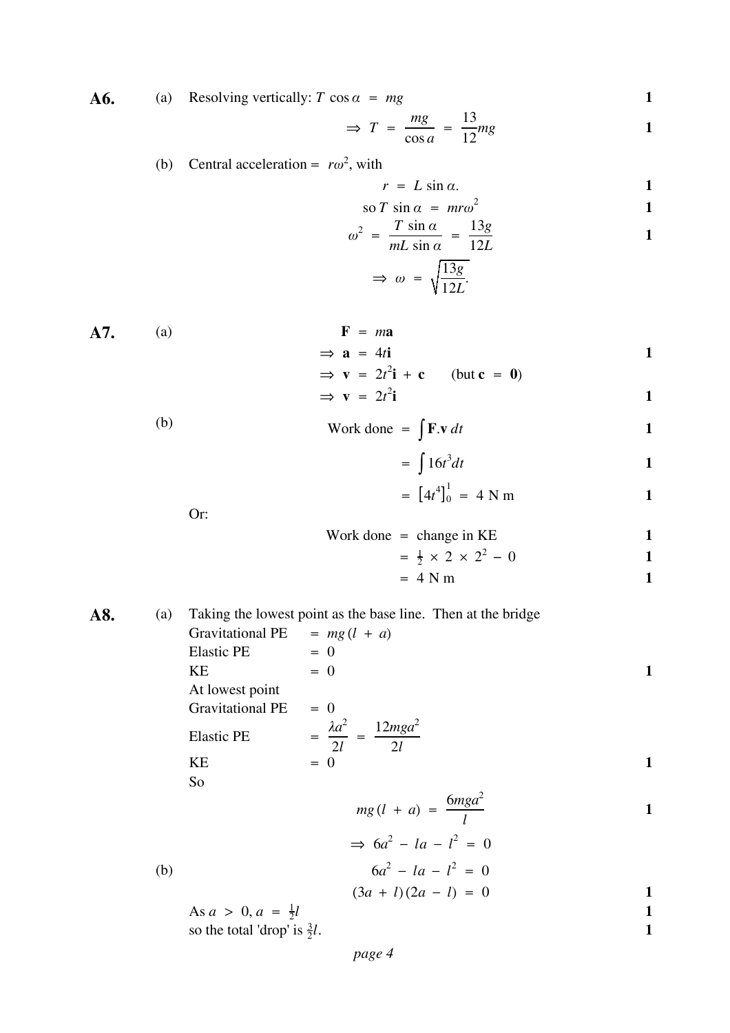**A6.** (a) Resolving vertically: $T \cos\alpha = mg$ **1**

$$\Rightarrow T = \frac{mg}{\cos a} = \frac{13}{12}mg$$ **1**

(b) Central acceleration = $r\omega^2$, with

$$r = L \sin\alpha.$$ **1**

$$\text{so } T \sin\alpha = mr\omega^2$$ **1**

$$\omega^2 = \frac{T \sin\alpha}{mL \sin\alpha} = \frac{13g}{12L}$$ **1**

$$\Rightarrow \omega = \sqrt{\frac{13g}{12L}}.$$

**A7.** (a)

$$\mathbf{F} = m\mathbf{a}$$

$$\Rightarrow \mathbf{a} = 4t\mathbf{i}$$ **1**

$$\Rightarrow \mathbf{v} = 2t^2\mathbf{i} + \mathbf{c} \quad (\text{but } \mathbf{c} = \mathbf{0})$$

$$\Rightarrow \mathbf{v} = 2t^2\mathbf{i}$$ **1**

(b)

$$\text{Work done} = \int \mathbf{F}.\mathbf{v}\, dt$$ **1**

$$= \int 16t^3 dt$$ **1**

$$= \left[4t^4\right]_0^1 = 4 \text{ N m}$$ **1**

Or:

$$\text{Work done} = \text{change in KE}$$ **1**

$$= \tfrac{1}{2} \times 2 \times 2^2 - 0$$ **1**

$$= 4 \text{ N m}$$ **1**

**A8.** (a) Taking the lowest point as the base line. Then at the bridge

Gravitational PE $= mg(l + a)$
Elastic PE $= 0$
KE $= 0$ **1**

At lowest point
Gravitational PE $= 0$
Elastic PE $= \dfrac{\lambda a^2}{2l} = \dfrac{12mga^2}{2l}$
KE $= 0$ **1**

So

$$mg(l + a) = \frac{6mga^2}{l}$$ **1**

$$\Rightarrow 6a^2 - la - l^2 = 0$$

(b)

$$6a^2 - la - l^2 = 0$$

$$(3a + l)(2a - l) = 0$$ **1**

As $a > 0$, $a = \tfrac{1}{2}l$ **1**

so the total 'drop' is $\tfrac{3}{2}l$. **1**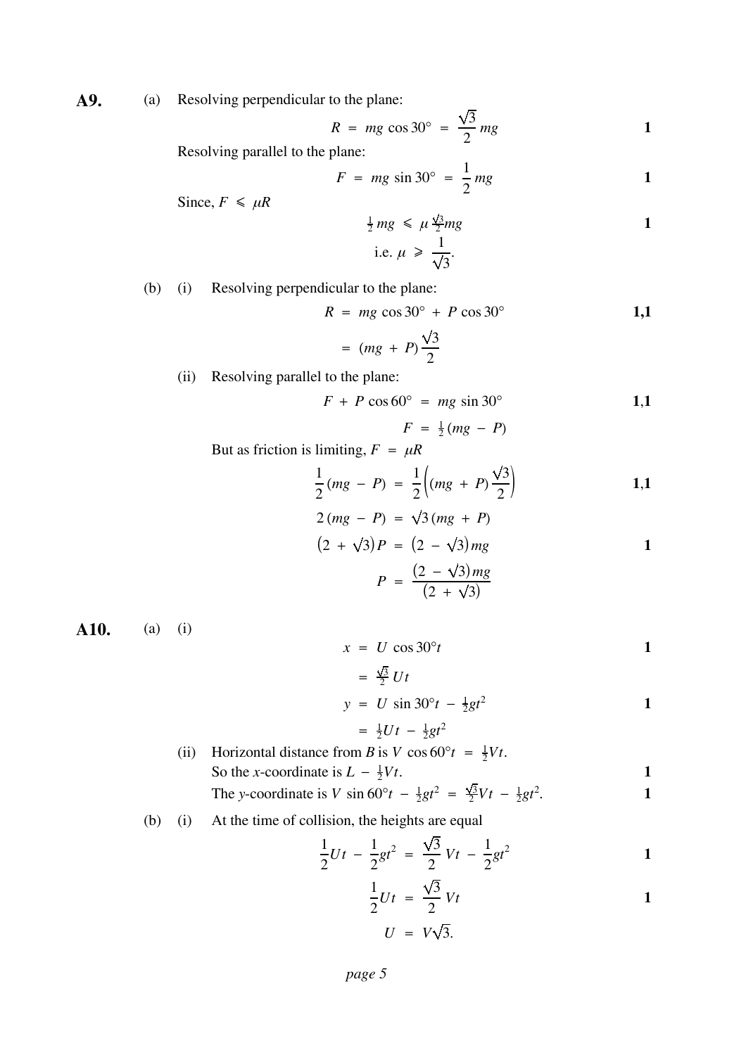**A9.** (a) Resolving perpendicular to the plane:

$$R = mg\cos 30° = \frac{\sqrt{3}}{2}mg \qquad \mathbf{1}$$

Resolving parallel to the plane:

$$F = mg\sin 30° = \frac{1}{2}mg \qquad \mathbf{1}$$

Since, $F \leqslant \mu R$

$$\tfrac{1}{2}mg \leqslant \mu\tfrac{\sqrt{3}}{2}mg \qquad \mathbf{1}$$

$$\text{i.e. } \mu \geqslant \frac{1}{\sqrt{3}}.$$

(b) (i) Resolving perpendicular to the plane:

$$R = mg\cos 30° + P\cos 30° \qquad \mathbf{1,1}$$

$$= (mg + P)\frac{\sqrt{3}}{2}$$

(ii) Resolving parallel to the plane:

$$F + P\cos 60° = mg\sin 30° \qquad \mathbf{1,1}$$

$$F = \tfrac{1}{2}(mg - P)$$

But as friction is limiting, $F = \mu R$

$$\frac{1}{2}(mg - P) = \frac{1}{2}\left((mg + P)\frac{\sqrt{3}}{2}\right) \qquad \mathbf{1,1}$$

$$2(mg - P) = \sqrt{3}(mg + P)$$

$$\left(2 + \sqrt{3}\right)P = \left(2 - \sqrt{3}\right)mg \qquad \mathbf{1}$$

$$P = \frac{\left(2 - \sqrt{3}\right)mg}{\left(2 + \sqrt{3}\right)}$$

**A10.** (a) (i)

$$x = U\cos 30°t \qquad \mathbf{1}$$

$$= \tfrac{\sqrt{3}}{2}Ut$$

$$y = U\sin 30°t - \tfrac{1}{2}gt^2 \qquad \mathbf{1}$$

$$= \tfrac{1}{2}Ut - \tfrac{1}{2}gt^2$$

(ii) Horizontal distance from $B$ is $V\cos 60°t = \tfrac{1}{2}Vt$.
So the $x$-coordinate is $L - \tfrac{1}{2}Vt$. **1**
The $y$-coordinate is $V\sin 60°t - \tfrac{1}{2}gt^2 = \tfrac{\sqrt{3}}{2}Vt - \tfrac{1}{2}gt^2$. **1**

(b) (i) At the time of collision, the heights are equal

$$\frac{1}{2}Ut - \frac{1}{2}gt^2 = \frac{\sqrt{3}}{2}Vt - \frac{1}{2}gt^2 \qquad \mathbf{1}$$

$$\frac{1}{2}Ut = \frac{\sqrt{3}}{2}Vt \qquad \mathbf{1}$$

$$U = V\sqrt{3}.$$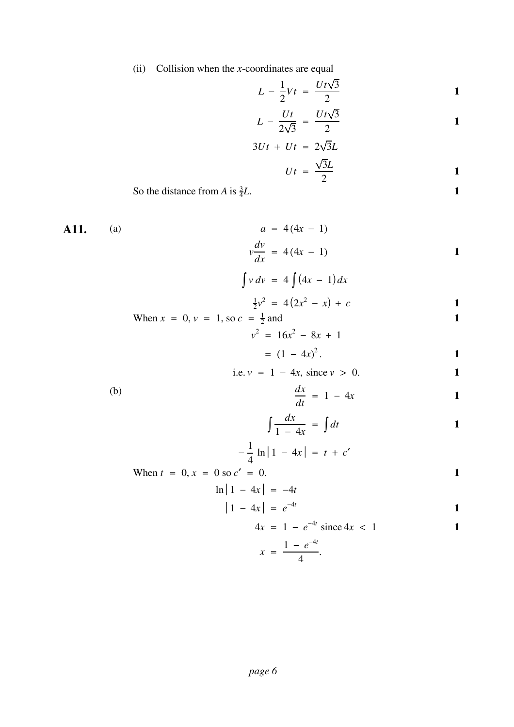(ii) Collision when the $x$-coordinates are equal

$$L - \frac{1}{2}Vt = \frac{Ut\sqrt{3}}{2} \qquad \textbf{1}$$

$$L - \frac{Ut}{2\sqrt{3}} = \frac{Ut\sqrt{3}}{2} \qquad \textbf{1}$$

$$3Ut + Ut = 2\sqrt{3}L$$

$$Ut = \frac{\sqrt{3}L}{2} \qquad \textbf{1}$$

So the distance from $A$ is $\frac{3}{4}L$. **1**

**A11.** (a)

$$a = 4(4x - 1)$$

$$v\frac{dv}{dx} = 4(4x - 1) \qquad \textbf{1}$$

$$\int v\,dv = 4\int(4x - 1)\,dx$$

$$\tfrac{1}{2}v^2 = 4(2x^2 - x) + c \qquad \textbf{1}$$

When $x = 0$, $v = 1$, so $c = \frac{1}{2}$ and **1**

$$v^2 = 16x^2 - 8x + 1$$

$$= (1 - 4x)^2. \qquad \textbf{1}$$

i.e. $v = 1 - 4x$, since $v > 0$. **1**

(b)

$$\frac{dx}{dt} = 1 - 4x \qquad \textbf{1}$$

$$\int \frac{dx}{1 - 4x} = \int dt \qquad \textbf{1}$$

$$-\frac{1}{4}\ln|1 - 4x| = t + c'$$

When $t = 0$, $x = 0$ so $c' = 0$. **1**

$$\ln|1 - 4x| = -4t$$

$$|1 - 4x| = e^{-4t} \qquad \textbf{1}$$

$$4x = 1 - e^{-4t} \text{ since } 4x < 1 \qquad \textbf{1}$$

$$x = \frac{1 - e^{-4t}}{4}.$$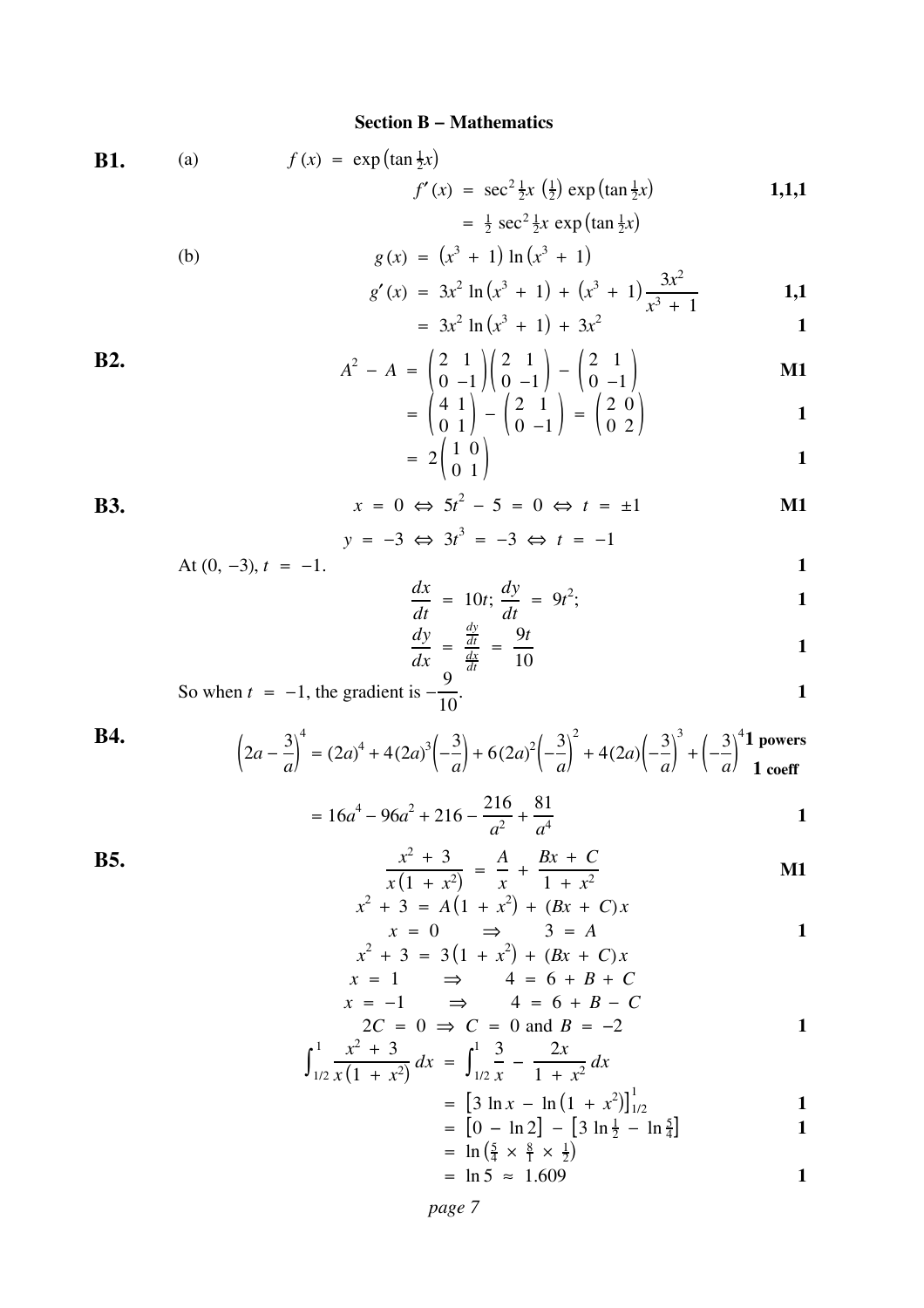## Section B – Mathematics

**B1.** (a)

$$f(x) = \exp\left(\tan \tfrac{1}{2}x\right)$$

$$f'(x) = \sec^2 \tfrac{1}{2}x \left(\tfrac{1}{2}\right) \exp\left(\tan \tfrac{1}{2}x\right) \qquad \textbf{1,1,1}$$

$$= \tfrac{1}{2} \sec^2 \tfrac{1}{2}x \exp\left(\tan \tfrac{1}{2}x\right)$$

(b)

$$g(x) = \left(x^3 + 1\right) \ln\left(x^3 + 1\right)$$

$$g'(x) = 3x^2 \ln\left(x^3 + 1\right) + \left(x^3 + 1\right)\frac{3x^2}{x^3 + 1} \qquad \textbf{1,1}$$

$$= 3x^2 \ln\left(x^3 + 1\right) + 3x^2 \qquad \textbf{1}$$

**B2.**

$$A^2 - A = \begin{pmatrix} 2 & 1 \\ 0 & -1 \end{pmatrix}\begin{pmatrix} 2 & 1 \\ 0 & -1 \end{pmatrix} - \begin{pmatrix} 2 & 1 \\ 0 & -1 \end{pmatrix} \qquad \textbf{M1}$$

$$= \begin{pmatrix} 4 & 1 \\ 0 & 1 \end{pmatrix} - \begin{pmatrix} 2 & 1 \\ 0 & -1 \end{pmatrix} = \begin{pmatrix} 2 & 0 \\ 0 & 2 \end{pmatrix} \qquad \textbf{1}$$

$$= 2\begin{pmatrix} 1 & 0 \\ 0 & 1 \end{pmatrix} \qquad \textbf{1}$$

**B3.**

$$x = 0 \Leftrightarrow 5t^2 - 5 = 0 \Leftrightarrow t = \pm 1 \qquad \textbf{M1}$$

$$y = -3 \Leftrightarrow 3t^3 = -3 \Leftrightarrow t = -1$$

At $(0, -3)$, $t = -1$. **1**

$$\frac{dx}{dt} = 10t; \; \frac{dy}{dt} = 9t^2; \qquad \textbf{1}$$

$$\frac{dy}{dx} = \frac{\frac{dy}{dt}}{\frac{dx}{dt}} = \frac{9t}{10} \qquad \textbf{1}$$

So when $t = -1$, the gradient is $-\dfrac{9}{10}$. **1**

**B4.**

$$\left(2a - \frac{3}{a}\right)^4 = (2a)^4 + 4(2a)^3\left(-\frac{3}{a}\right) + 6(2a)^2\left(-\frac{3}{a}\right)^2 + 4(2a)\left(-\frac{3}{a}\right)^3 + \left(-\frac{3}{a}\right)^4 \qquad \textbf{1 powers} \quad \textbf{1 coeff}$$

$$= 16a^4 - 96a^2 + 216 - \frac{216}{a^2} + \frac{81}{a^4} \qquad \textbf{1}$$

**B5.**

$$\frac{x^2 + 3}{x\left(1 + x^2\right)} = \frac{A}{x} + \frac{Bx + C}{1 + x^2} \qquad \textbf{M1}$$

$$x^2 + 3 = A\left(1 + x^2\right) + (Bx + C)x$$

$$x = 0 \quad \Rightarrow \quad 3 = A \qquad \textbf{1}$$

$$x^2 + 3 = 3\left(1 + x^2\right) + (Bx + C)x$$

$$x = 1 \quad \Rightarrow \quad 4 = 6 + B + C$$

$$x = -1 \quad \Rightarrow \quad 4 = 6 + B - C$$

$$2C = 0 \Rightarrow C = 0 \text{ and } B = -2 \qquad \textbf{1}$$

$$\int_{1/2}^{1} \frac{x^2 + 3}{x\left(1 + x^2\right)}\, dx = \int_{1/2}^{1} \frac{3}{x} - \frac{2x}{1 + x^2}\, dx$$

$$= \left[3 \ln x - \ln\left(1 + x^2\right)\right]_{1/2}^{1} \qquad \textbf{1}$$

$$= \left[0 - \ln 2\right] - \left[3 \ln \tfrac{1}{2} - \ln \tfrac{5}{4}\right] \qquad \textbf{1}$$

$$= \ln\left(\tfrac{5}{4} \times \tfrac{8}{1} \times \tfrac{1}{2}\right)$$

$$= \ln 5 \approx 1.609 \qquad \textbf{1}$$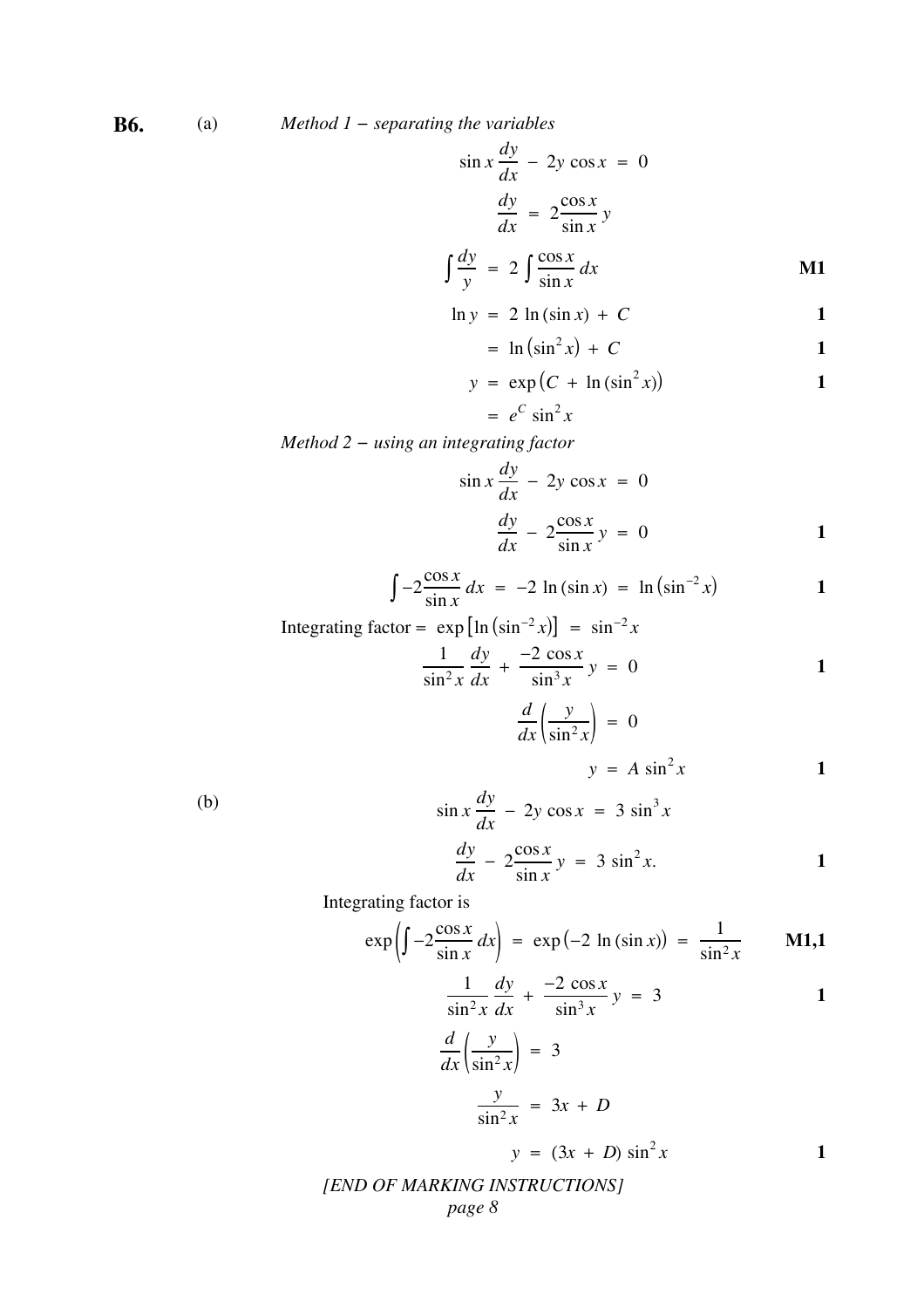**B6.** (a) *Method 1 – separating the variables*

$$\sin x \frac{dy}{dx} - 2y \cos x = 0$$

$$\frac{dy}{dx} = 2\frac{\cos x}{\sin x} y$$

$$\int \frac{dy}{y} = 2 \int \frac{\cos x}{\sin x} dx \qquad \textbf{M1}$$

$$\ln y = 2 \ln(\sin x) + C \qquad \textbf{1}$$

$$= \ln(\sin^2 x) + C \qquad \textbf{1}$$

$$y = \exp(C + \ln(\sin^2 x)) \qquad \textbf{1}$$

$$= e^C \sin^2 x$$

*Method 2 – using an integrating factor*

$$\sin x \frac{dy}{dx} - 2y \cos x = 0$$

$$\frac{dy}{dx} - 2\frac{\cos x}{\sin x} y = 0 \qquad \textbf{1}$$

$$\int -2\frac{\cos x}{\sin x} dx = -2 \ln(\sin x) = \ln(\sin^{-2} x) \qquad \textbf{1}$$

Integrating factor = $\exp[\ln(\sin^{-2} x)] = \sin^{-2} x$

$$\frac{1}{\sin^2 x} \frac{dy}{dx} + \frac{-2 \cos x}{\sin^3 x} y = 0 \qquad \textbf{1}$$

$$\frac{d}{dx}\left(\frac{y}{\sin^2 x}\right) = 0$$

$$y = A \sin^2 x \qquad \textbf{1}$$

(b)

$$\sin x \frac{dy}{dx} - 2y \cos x = 3 \sin^3 x$$

$$\frac{dy}{dx} - 2\frac{\cos x}{\sin x} y = 3 \sin^2 x. \qquad \textbf{1}$$

Integrating factor is

$$\exp\left(\int -2\frac{\cos x}{\sin x} dx\right) = \exp(-2 \ln(\sin x)) = \frac{1}{\sin^2 x} \qquad \textbf{M1,1}$$

$$\frac{1}{\sin^2 x} \frac{dy}{dx} + \frac{-2 \cos x}{\sin^3 x} y = 3 \qquad \textbf{1}$$

$$\frac{d}{dx}\left(\frac{y}{\sin^2 x}\right) = 3$$

$$\frac{y}{\sin^2 x} = 3x + D$$

$$y = (3x + D) \sin^2 x \qquad \textbf{1}$$

*[END OF MARKING INSTRUCTIONS]*